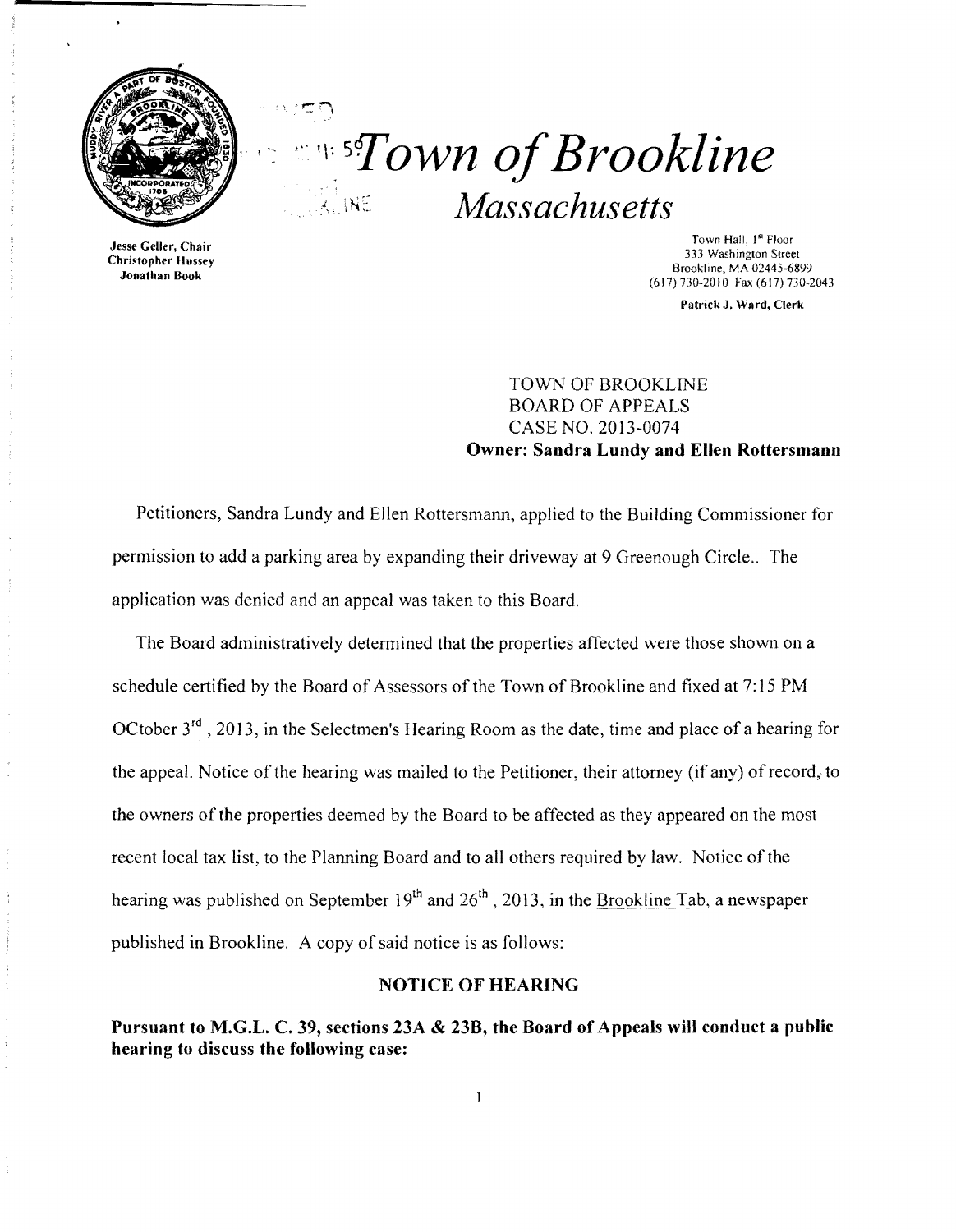# *Town of Brookline*

## *Massachusetts*

Jesse Geller, Chair
Christopher Hussey
Jonathan Book

Town Hall, 1st Floor
333 Washington Street
Brookline, MA 02445-6899
(617) 730-2010 Fax (617) 730-2043

**Patrick J. Ward, Clerk**

TOWN OF BROOKLINE
BOARD OF APPEALS
CASE NO. 2013-0074
**Owner: Sandra Lundy and Ellen Rottersmann**

Petitioners, Sandra Lundy and Ellen Rottersmann, applied to the Building Commissioner for permission to add a parking area by expanding their driveway at 9 Greenough Circle.. The application was denied and an appeal was taken to this Board.

The Board administratively determined that the properties affected were those shown on a schedule certified by the Board of Assessors of the Town of Brookline and fixed at 7:15 PM OCtober 3rd, 2013, in the Selectmen's Hearing Room as the date, time and place of a hearing for the appeal. Notice of the hearing was mailed to the Petitioner, their attorney (if any) of record, to the owners of the properties deemed by the Board to be affected as they appeared on the most recent local tax list, to the Planning Board and to all others required by law. Notice of the hearing was published on September 19th and 26th, 2013, in the Brookline Tab, a newspaper published in Brookline. A copy of said notice is as follows:

**NOTICE OF HEARING**

**Pursuant to M.G.L. C. 39, sections 23A & 23B, the Board of Appeals will conduct a public hearing to discuss the following case:**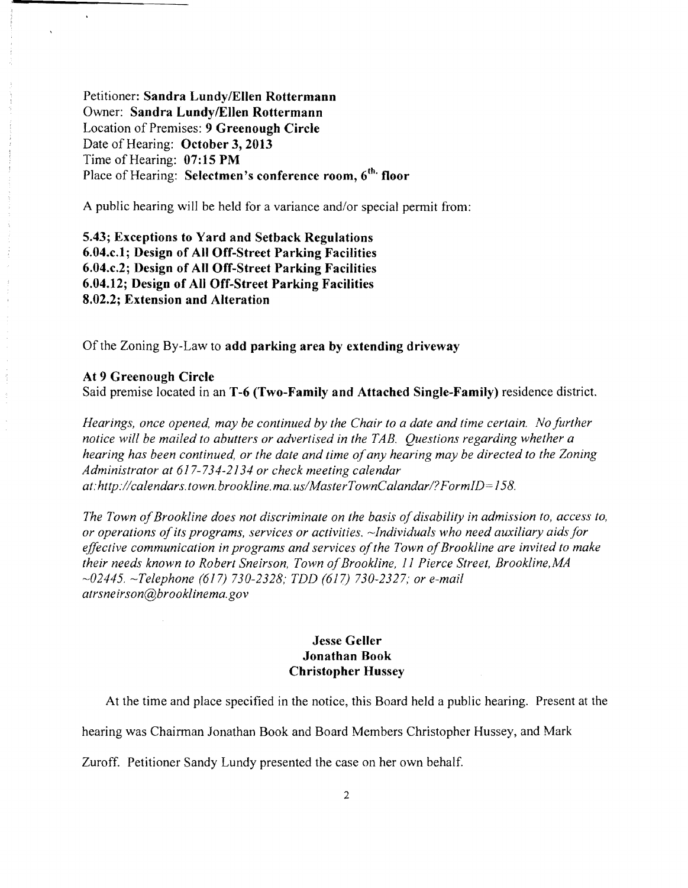Petitioner: **Sandra Lundy/Ellen Rottermann**
Owner: **Sandra Lundy/Ellen Rottermann**
Location of Premises: **9 Greenough Circle**
Date of Hearing: **October 3, 2013**
Time of Hearing: **07:15 PM**
Place of Hearing: **Selectmen's conference room, 6th. floor**

A public hearing will be held for a variance and/or special permit from:

**5.43; Exceptions to Yard and Setback Regulations**
**6.04.c.1; Design of All Off-Street Parking Facilities**
**6.04.c.2; Design of All Off-Street Parking Facilities**
**6.04.12; Design of All Off-Street Parking Facilities**
**8.02.2; Extension and Alteration**

Of the Zoning By-Law to **add parking area by extending driveway**

**At 9 Greenough Circle**
Said premise located in an **T-6 (Two-Family and Attached Single-Family)** residence district.

*Hearings, once opened, may be continued by the Chair to a date and time certain. No further notice will be mailed to abutters or advertised in the TAB. Questions regarding whether a hearing has been continued, or the date and time of any hearing may be directed to the Zoning Administrator at 617-734-2134 or check meeting calendar at:http://calendars.town.brookline.ma.us/MasterTownCalandar/?FormID=158.*

*The Town of Brookline does not discriminate on the basis of disability in admission to, access to, or operations of its programs, services or activities. ~Individuals who need auxiliary aids for effective communication in programs and services of the Town of Brookline are invited to make their needs known to Robert Sneirson, Town of Brookline, 11 Pierce Street, Brookline, MA ~02445. ~Telephone (617) 730-2328; TDD (617) 730-2327; or e-mail atrsneirson@brooklinema.gov*

**Jesse Geller**
**Jonathan Book**
**Christopher Hussey**

At the time and place specified in the notice, this Board held a public hearing. Present at the hearing was Chairman Jonathan Book and Board Members Christopher Hussey, and Mark Zuroff. Petitioner Sandy Lundy presented the case on her own behalf.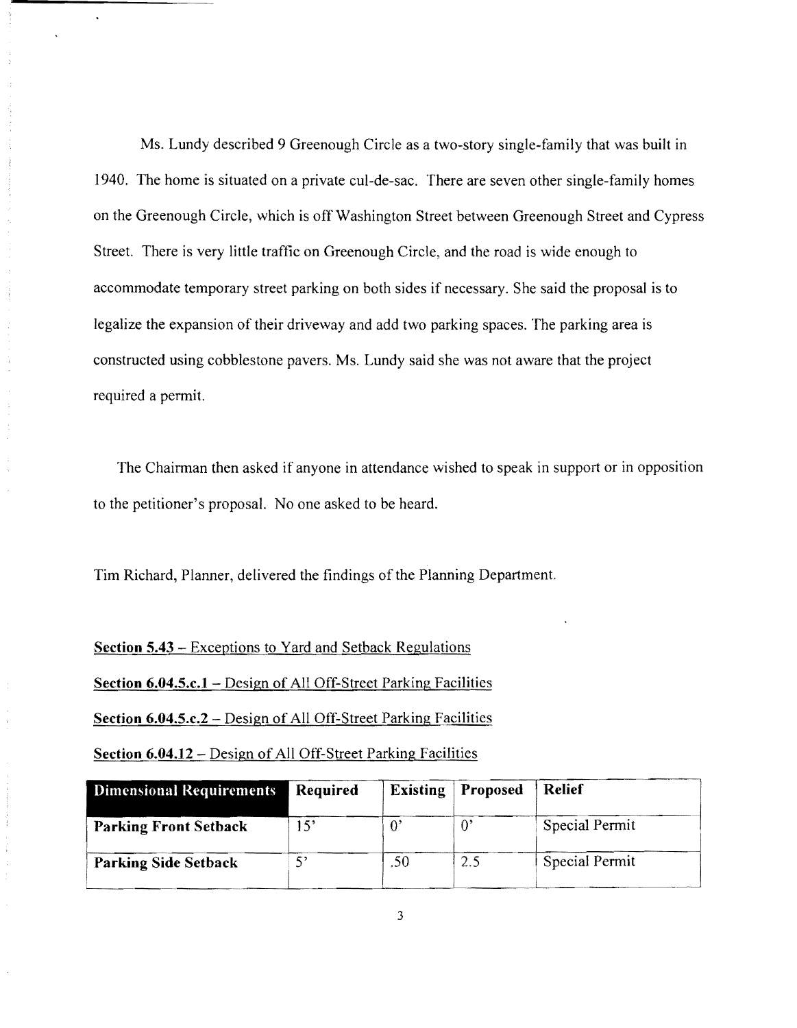Ms. Lundy described 9 Greenough Circle as a two-story single-family that was built in 1940. The home is situated on a private cul-de-sac. There are seven other single-family homes on the Greenough Circle, which is off Washington Street between Greenough Street and Cypress Street. There is very little traffic on Greenough Circle, and the road is wide enough to accommodate temporary street parking on both sides if necessary. She said the proposal is to legalize the expansion of their driveway and add two parking spaces. The parking area is constructed using cobblestone pavers. Ms. Lundy said she was not aware that the project required a permit.

The Chairman then asked if anyone in attendance wished to speak in support or in opposition to the petitioner's proposal. No one asked to be heard.

Tim Richard, Planner, delivered the findings of the Planning Department.

**Section 5.43** – Exceptions to Yard and Setback Regulations

**Section 6.04.5.c.1** – Design of All Off-Street Parking Facilities

**Section 6.04.5.c.2** – Design of All Off-Street Parking Facilities

**Section 6.04.12** – Design of All Off-Street Parking Facilities

| Dimensional Requirements | Required | Existing | Proposed | Relief |
|---|---|---|---|---|
| **Parking Front Setback** | 15' | 0' | 0' | Special Permit |
| **Parking Side Setback** | 5' | .50 | 2.5 | Special Permit |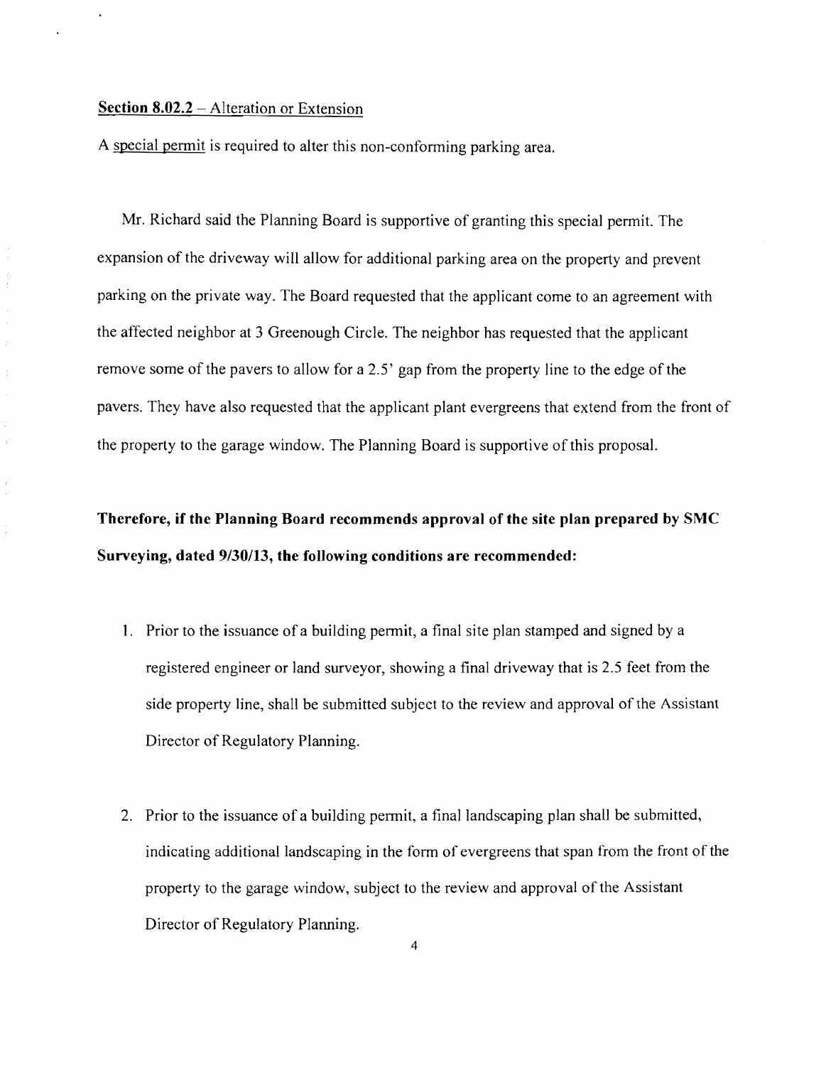**Section 8.02.2** – Alteration or Extension

A special permit is required to alter this non-conforming parking area.

Mr. Richard said the Planning Board is supportive of granting this special permit. The expansion of the driveway will allow for additional parking area on the property and prevent parking on the private way. The Board requested that the applicant come to an agreement with the affected neighbor at 3 Greenough Circle. The neighbor has requested that the applicant remove some of the pavers to allow for a 2.5' gap from the property line to the edge of the pavers. They have also requested that the applicant plant evergreens that extend from the front of the property to the garage window. The Planning Board is supportive of this proposal.

**Therefore, if the Planning Board recommends approval of the site plan prepared by SMC Surveying, dated 9/30/13, the following conditions are recommended:**

1. Prior to the issuance of a building permit, a final site plan stamped and signed by a registered engineer or land surveyor, showing a final driveway that is 2.5 feet from the side property line, shall be submitted subject to the review and approval of the Assistant Director of Regulatory Planning.

2. Prior to the issuance of a building permit, a final landscaping plan shall be submitted, indicating additional landscaping in the form of evergreens that span from the front of the property to the garage window, subject to the review and approval of the Assistant Director of Regulatory Planning.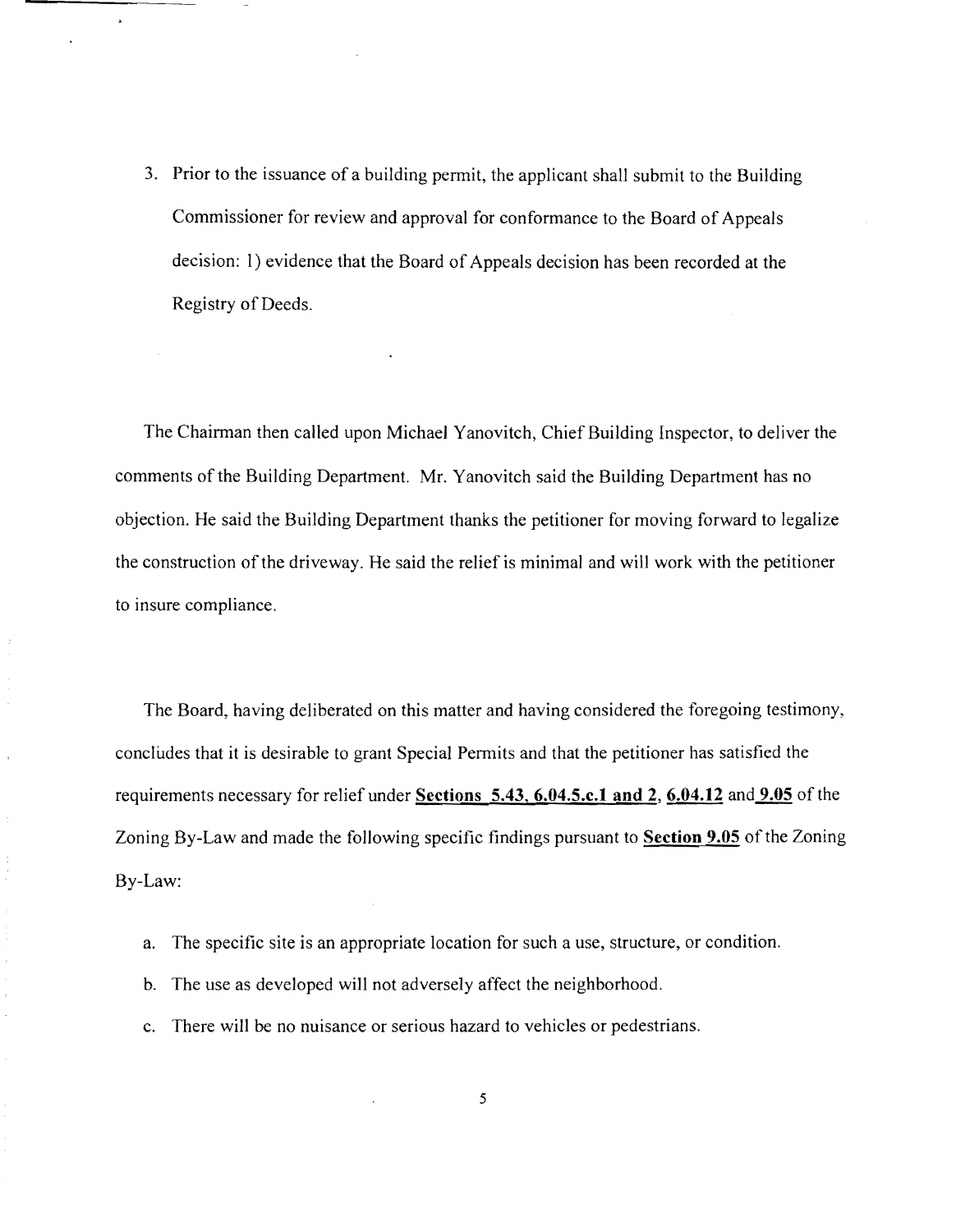3. Prior to the issuance of a building permit, the applicant shall submit to the Building Commissioner for review and approval for conformance to the Board of Appeals decision: 1) evidence that the Board of Appeals decision has been recorded at the Registry of Deeds.

The Chairman then called upon Michael Yanovitch, Chief Building Inspector, to deliver the comments of the Building Department. Mr. Yanovitch said the Building Department has no objection. He said the Building Department thanks the petitioner for moving forward to legalize the construction of the driveway. He said the relief is minimal and will work with the petitioner to insure compliance.

The Board, having deliberated on this matter and having considered the foregoing testimony, concludes that it is desirable to grant Special Permits and that the petitioner has satisfied the requirements necessary for relief under **Sections 5.43, 6.04.5.c.1 and 2**, **6.04.12** and **9.05** of the Zoning By-Law and made the following specific findings pursuant to **Section 9.05** of the Zoning By-Law:

a. The specific site is an appropriate location for such a use, structure, or condition.

b. The use as developed will not adversely affect the neighborhood.

c. There will be no nuisance or serious hazard to vehicles or pedestrians.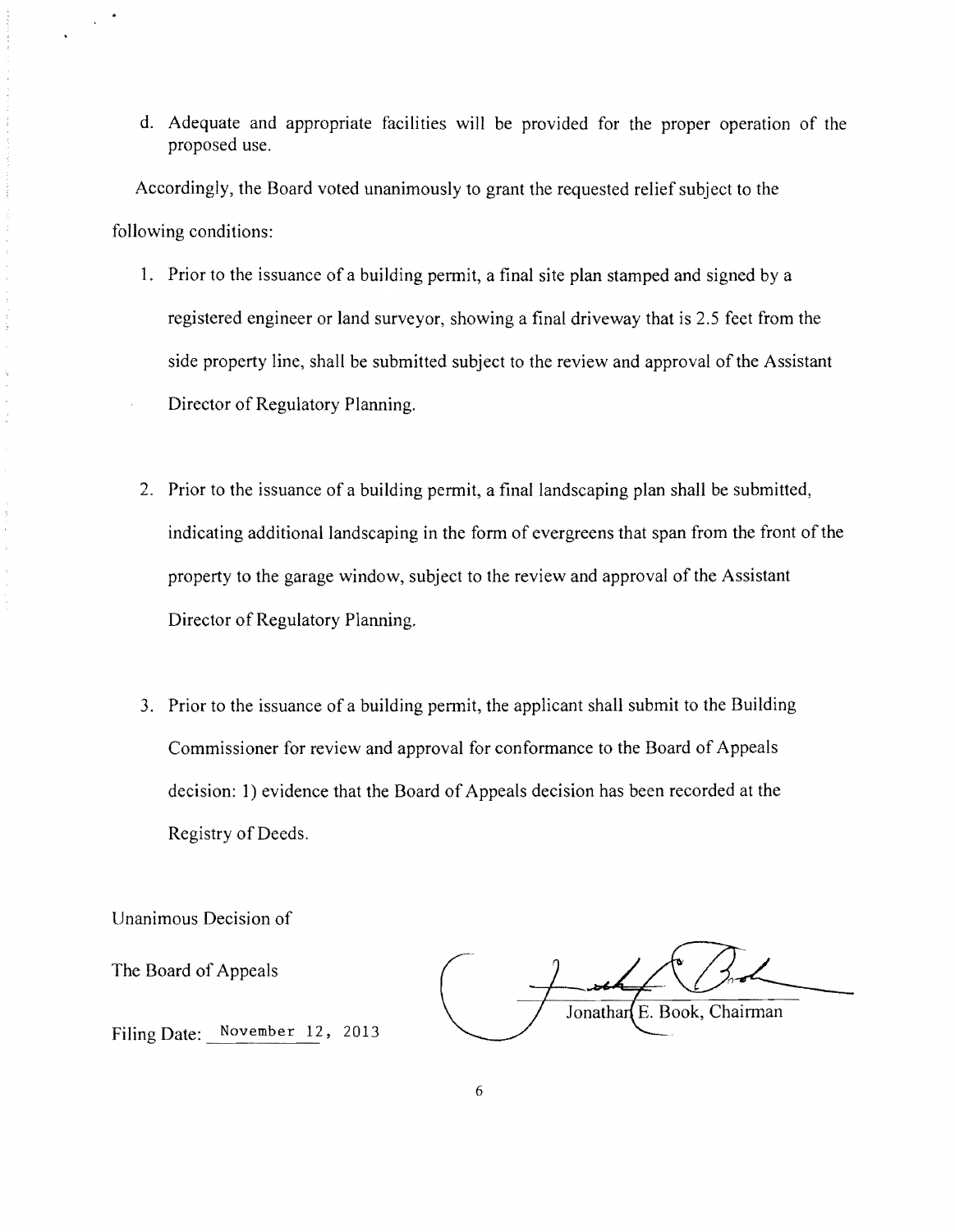d. Adequate and appropriate facilities will be provided for the proper operation of the proposed use.

Accordingly, the Board voted unanimously to grant the requested relief subject to the following conditions:

1. Prior to the issuance of a building permit, a final site plan stamped and signed by a registered engineer or land surveyor, showing a final driveway that is 2.5 feet from the side property line, shall be submitted subject to the review and approval of the Assistant Director of Regulatory Planning.

2. Prior to the issuance of a building permit, a final landscaping plan shall be submitted, indicating additional landscaping in the form of evergreens that span from the front of the property to the garage window, subject to the review and approval of the Assistant Director of Regulatory Planning.

3. Prior to the issuance of a building permit, the applicant shall submit to the Building Commissioner for review and approval for conformance to the Board of Appeals decision: 1) evidence that the Board of Appeals decision has been recorded at the Registry of Deeds.

Unanimous Decision of

The Board of Appeals

Filing Date: November 12, 2013

Jonathan E. Book, Chairman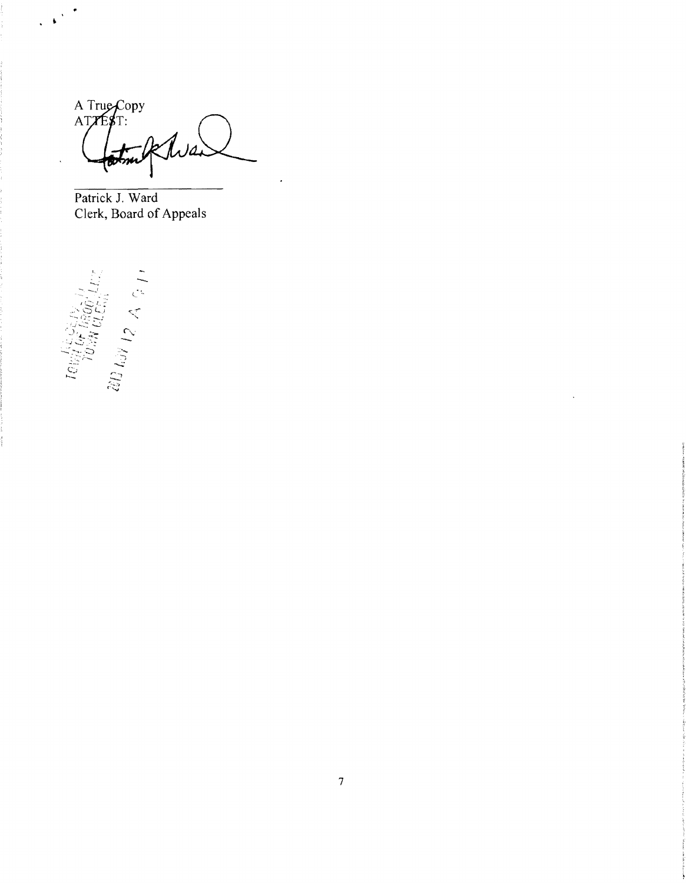A True Copy
ATTEST:

Patrick J. Ward
Clerk, Board of Appeals

RECEIVED
TOWN OF BROOKLINE
TOWN CLERK

2013 JUL 12 A 9:11